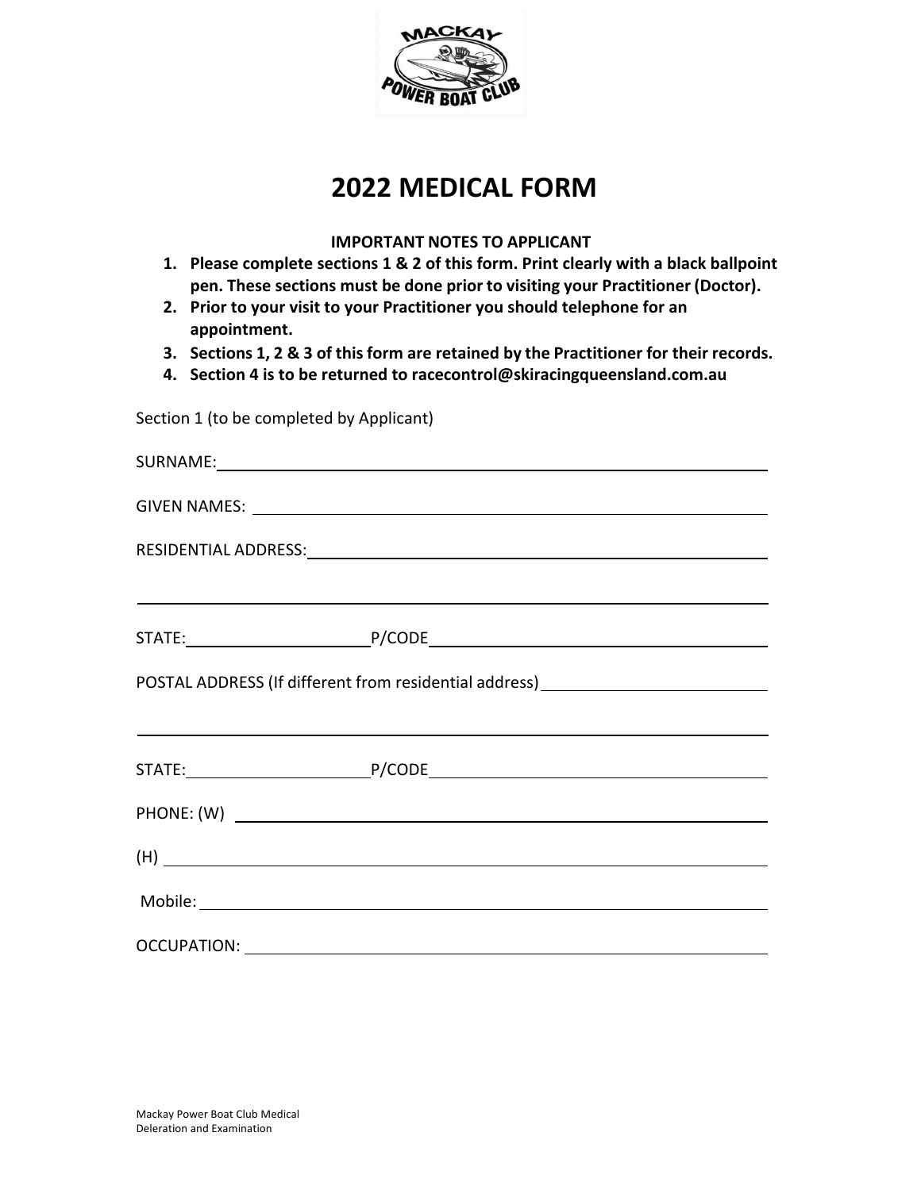# 2022 MEDICAL FORM

**IMPORTANT NOTES TO APPLICANT**

1. **Please complete sections 1 & 2 of this form. Print clearly with a black ballpoint pen. These sections must be done prior to visiting your Practitioner (Doctor).**
2. **Prior to your visit to your Practitioner you should telephone for an appointment.**
3. **Sections 1, 2 & 3 of this form are retained by the Practitioner for their records.**
4. **Section 4 is to be returned to racecontrol@skiracingqueensland.com.au**

Section 1 (to be completed by Applicant)

SURNAME: ______________________________________________

GIVEN NAMES: ______________________________________________

RESIDENTIAL ADDRESS: ______________________________________________

______________________________________________

STATE: ____________________ P/CODE ____________________

POSTAL ADDRESS (If different from residential address) ____________________

______________________________________________

STATE: ____________________ P/CODE ____________________

PHONE: (W) ______________________________________________

(H) ______________________________________________

Mobile: ______________________________________________

OCCUPATION: ______________________________________________

Mackay Power Boat Club Medical
Deleration and Examination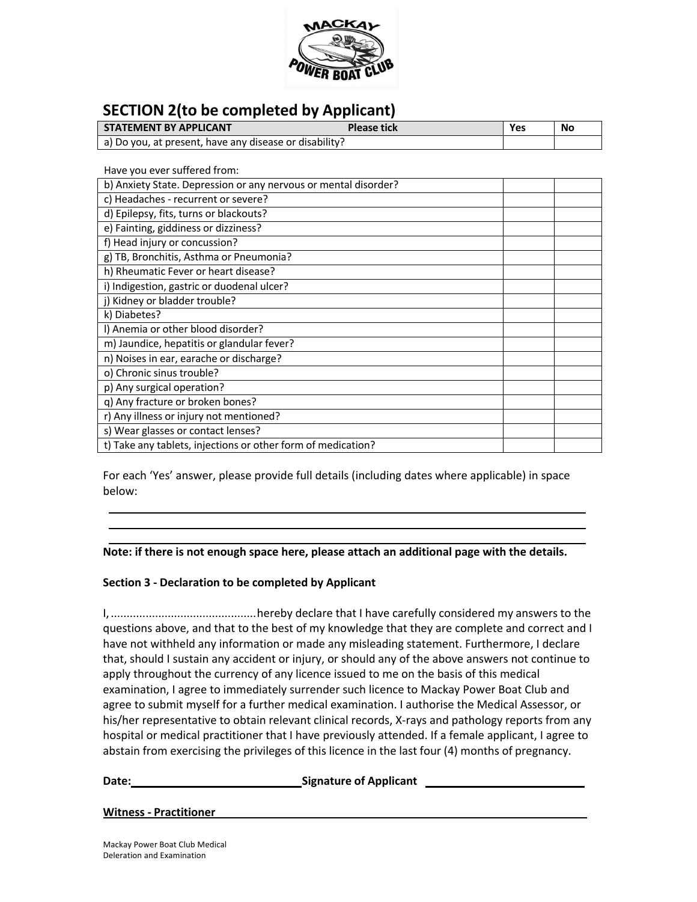## SECTION 2(to be completed by Applicant)

| STATEMENT BY APPLICANT Please tick | Yes | No |
|---|---|---|
| a) Do you, at present, have any disease or disability? | | |

Have you ever suffered from:

| | | |
|---|---|---|
| b) Anxiety State. Depression or any nervous or mental disorder? | | |
| c) Headaches - recurrent or severe? | | |
| d) Epilepsy, fits, turns or blackouts? | | |
| e) Fainting, giddiness or dizziness? | | |
| f) Head injury or concussion? | | |
| g) TB, Bronchitis, Asthma or Pneumonia? | | |
| h) Rheumatic Fever or heart disease? | | |
| i) Indigestion, gastric or duodenal ulcer? | | |
| j) Kidney or bladder trouble? | | |
| k) Diabetes? | | |
| l) Anemia or other blood disorder? | | |
| m) Jaundice, hepatitis or glandular fever? | | |
| n) Noises in ear, earache or discharge? | | |
| o) Chronic sinus trouble? | | |
| p) Any surgical operation? | | |
| q) Any fracture or broken bones? | | |
| r) Any illness or injury not mentioned? | | |
| s) Wear glasses or contact lenses? | | |
| t) Take any tablets, injections or other form of medication? | | |

For each 'Yes' answer, please provide full details (including dates where applicable) in space below:

______________________________________________________________________

______________________________________________________________________

**Note: if there is not enough space here, please attach an additional page with the details.**

**Section 3 - Declaration to be completed by Applicant**

I, .............................................hereby declare that I have carefully considered my answers to the questions above, and that to the best of my knowledge that they are complete and correct and I have not withheld any information or made any misleading statement. Furthermore, I declare that, should I sustain any accident or injury, or should any of the above answers not continue to apply throughout the currency of any licence issued to me on the basis of this medical examination, I agree to immediately surrender such licence to Mackay Power Boat Club and agree to submit myself for a further medical examination. I authorise the Medical Assessor, or his/her representative to obtain relevant clinical records, X-rays and pathology reports from any hospital or medical practitioner that I have previously attended. If a female applicant, I agree to abstain from exercising the privileges of this licence in the last four (4) months of pregnancy.

**Date:**____________________________ **Signature of Applicant** ____________________________

**Witness - Practitioner**____________________________________________________________

Mackay Power Boat Club Medical
Deleration and Examination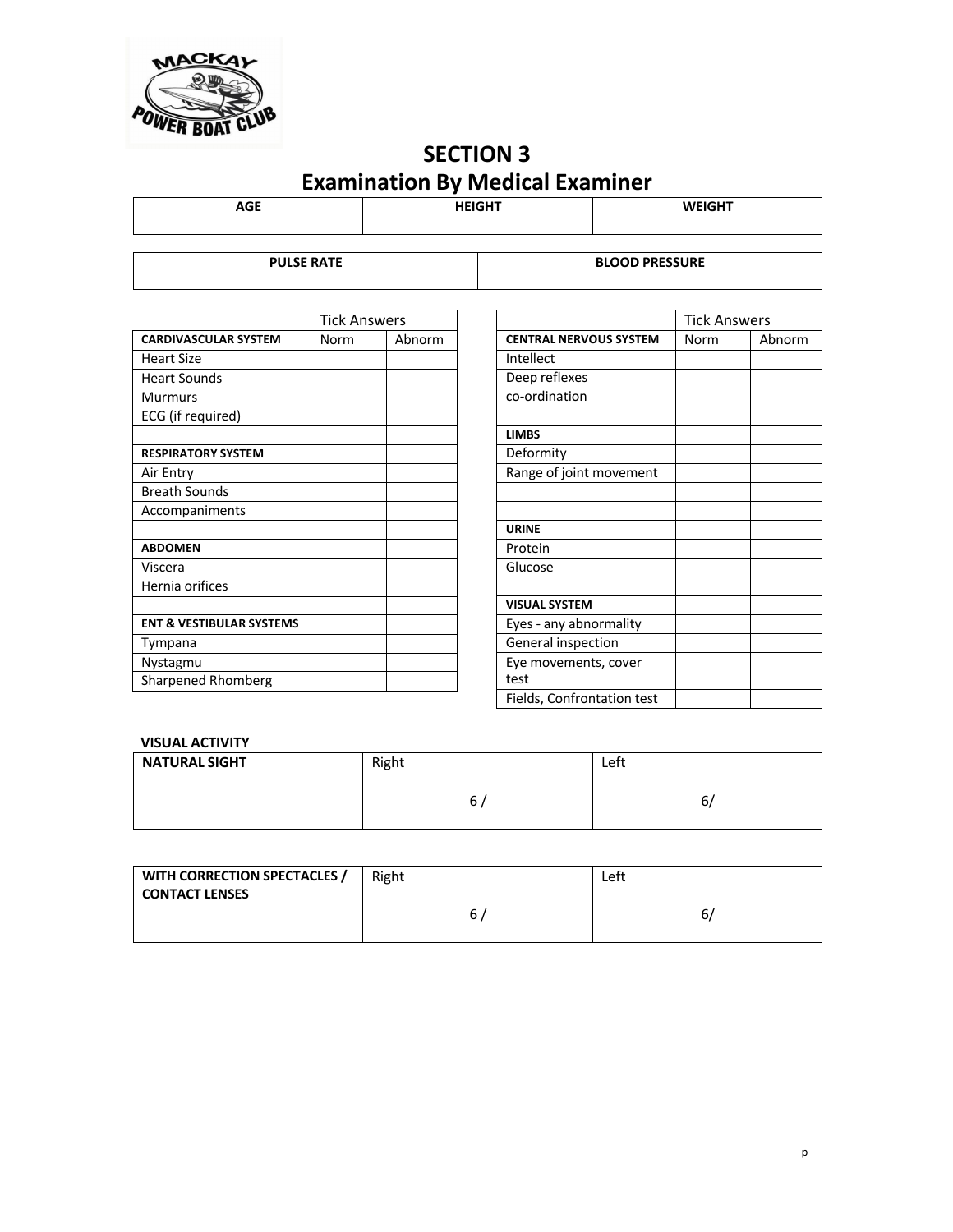# SECTION 3
## Examination By Medical Examiner

| AGE | HEIGHT | WEIGHT |
|---|---|---|
| | | |

| PULSE RATE | BLOOD PRESSURE |
|---|---|
| | |

| | Tick Answers | |
|---|---|---|
| **CARDIVASCULAR SYSTEM** | Norm | Abnorm |
| Heart Size | | |
| Heart Sounds | | |
| Murmurs | | |
| ECG (if required) | | |
| | | |
| **RESPIRATORY SYSTEM** | | |
| Air Entry | | |
| Breath Sounds | | |
| Accompaniments | | |
| | | |
| **ABDOMEN** | | |
| Viscera | | |
| Hernia orifices | | |
| | | |
| **ENT & VESTIBULAR SYSTEMS** | | |
| Tympana | | |
| Nystagmu | | |
| Sharpened Rhomberg | | |

| | Tick Answers | |
|---|---|---|
| **CENTRAL NERVOUS SYSTEM** | Norm | Abnorm |
| Intellect | | |
| Deep reflexes | | |
| co-ordination | | |
| | | |
| **LIMBS** | | |
| Deformity | | |
| Range of joint movement | | |
| | | |
| | | |
| **URINE** | | |
| Protein | | |
| Glucose | | |
| | | |
| **VISUAL SYSTEM** | | |
| Eyes - any abnormality | | |
| General inspection | | |
| Eye movements, cover test | | |
| Fields, Confrontation test | | |

**VISUAL ACTIVITY**

| **NATURAL SIGHT** | Right<br>6 / | Left<br>6/ |
|---|---|---|

| **WITH CORRECTION SPECTACLES / CONTACT LENSES** | Right<br>6 / | Left<br>6/ |
|---|---|---|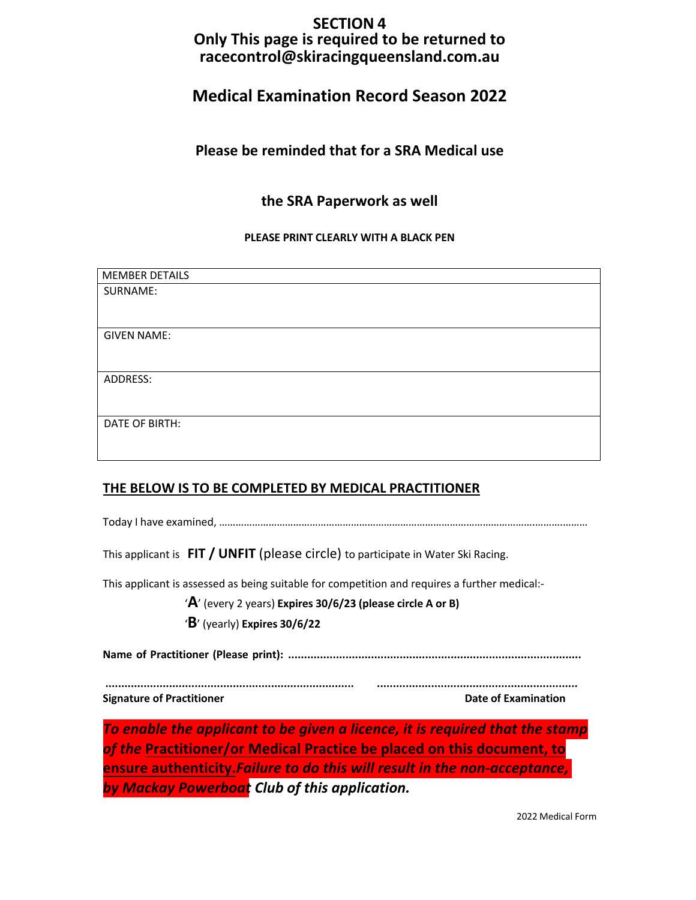# SECTION 4
## Only This page is required to be returned to racecontrol@skiracingqueensland.com.au

## Medical Examination Record Season 2022

### Please be reminded that for a SRA Medical use

### the SRA Paperwork as well

**PLEASE PRINT CLEARLY WITH A BLACK PEN**

| MEMBER DETAILS |
|---|
| SURNAME: |
| GIVEN NAME: |
| ADDRESS: |
| DATE OF BIRTH: |

**THE BELOW IS TO BE COMPLETED BY MEDICAL PRACTITIONER**

Today I have examined, ……………………………………………………………………………………………………………………

This applicant is **FIT / UNFIT** (please circle) to participate in Water Ski Racing.

This applicant is assessed as being suitable for competition and requires a further medical:-

'**A**' (every 2 years) **Expires 30/6/23 (please circle A or B)**

'**B**' (yearly) **Expires 30/6/22**

**Name of Practitioner (Please print): ………………………………………………………………………………**

**……………………………………………………………………… ………………………………………………………**

**Signature of Practitioner** **Date of Examination**

***To enable the applicant to be given a licence, it is required that the stamp of the* Practitioner/or Medical Practice be placed on this document, to ensure authenticity.*Failure to do this will result in the non-acceptance, by Mackay Powerboat Club of this application.***

2022 Medical Form